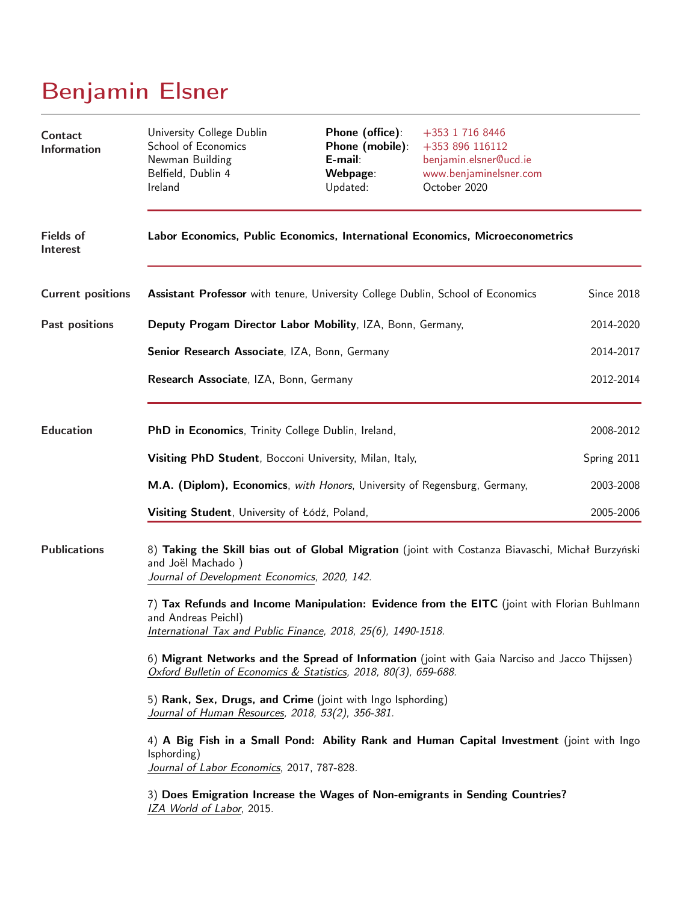# Benjamin Elsner

## Contact Information

University College Dublin
School of Economics
Newman Building
Belfield, Dublin 4
Ireland

**Phone (office)**: +353 1 716 8446
**Phone (mobile)**: +353 896 116112
**E-mail**: benjamin.elsner@ucd.ie
**Webpage**: www.benjaminelsner.com
Updated: October 2020

## Fields of Interest

**Labor Economics, Public Economics, International Economics, Microeconometrics**

## Current positions

**Assistant Professor** with tenure, University College Dublin, School of Economics — Since 2018

## Past positions

**Deputy Progam Director Labor Mobility**, IZA, Bonn, Germany, — 2014-2020

**Senior Research Associate**, IZA, Bonn, Germany — 2014-2017

**Research Associate**, IZA, Bonn, Germany — 2012-2014

## Education

**PhD in Economics**, Trinity College Dublin, Ireland, — 2008-2012

**Visiting PhD Student**, Bocconi University, Milan, Italy, — Spring 2011

**M.A. (Diplom), Economics**, *with Honors*, University of Regensburg, Germany, — 2003-2008

**Visiting Student**, University of Łódź, Poland, — 2005-2006

## Publications

8) **Taking the Skill bias out of Global Migration** (joint with Costanza Biavaschi, Michał Burzyński and Joël Machado )
*Journal of Development Economics, 2020, 142.*

7) **Tax Refunds and Income Manipulation: Evidence from the EITC** (joint with Florian Buhlmann and Andreas Peichl)
*International Tax and Public Finance, 2018, 25(6), 1490-1518.*

6) **Migrant Networks and the Spread of Information** (joint with Gaia Narciso and Jacco Thijssen)
*Oxford Bulletin of Economics & Statistics, 2018, 80(3), 659-688.*

5) **Rank, Sex, Drugs, and Crime** (joint with Ingo Isphording)
*Journal of Human Resources, 2018, 53(2), 356-381.*

4) **A Big Fish in a Small Pond: Ability Rank and Human Capital Investment** (joint with Ingo Isphording)
*Journal of Labor Economics*, 2017, 787-828.

3) **Does Emigration Increase the Wages of Non-emigrants in Sending Countries?**
*IZA World of Labor*, 2015.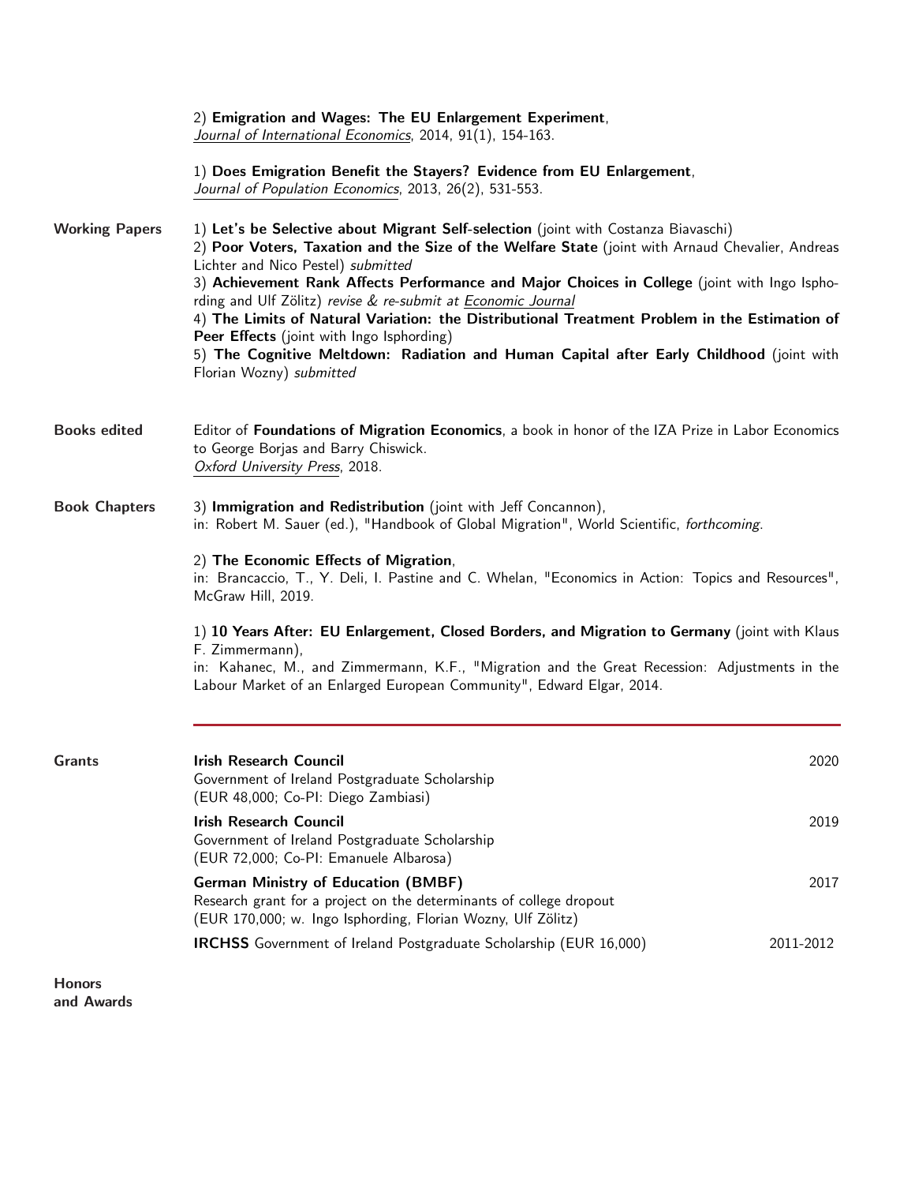2) **Emigration and Wages: The EU Enlargement Experiment**,
*Journal of International Economics*, 2014, 91(1), 154-163.

1) **Does Emigration Benefit the Stayers? Evidence from EU Enlargement**,
*Journal of Population Economics*, 2013, 26(2), 531-553.

## Working Papers

1) **Let's be Selective about Migrant Self-selection** (joint with Costanza Biavaschi)
2) **Poor Voters, Taxation and the Size of the Welfare State** (joint with Arnaud Chevalier, Andreas Lichter and Nico Pestel) *submitted*
3) **Achievement Rank Affects Performance and Major Choices in College** (joint with Ingo Isphording and Ulf Zölitz) *revise & re-submit at Economic Journal*
4) **The Limits of Natural Variation: the Distributional Treatment Problem in the Estimation of Peer Effects** (joint with Ingo Isphording)
5) **The Cognitive Meltdown: Radiation and Human Capital after Early Childhood** (joint with Florian Wozny) *submitted*

## Books edited

Editor of **Foundations of Migration Economics**, a book in honor of the IZA Prize in Labor Economics to George Borjas and Barry Chiswick.
*Oxford University Press*, 2018.

## Book Chapters

3) **Immigration and Redistribution** (joint with Jeff Concannon),
in: Robert M. Sauer (ed.), "Handbook of Global Migration", World Scientific, *forthcoming*.

2) **The Economic Effects of Migration**,
in: Brancaccio, T., Y. Deli, I. Pastine and C. Whelan, "Economics in Action: Topics and Resources", McGraw Hill, 2019.

1) **10 Years After: EU Enlargement, Closed Borders, and Migration to Germany** (joint with Klaus F. Zimmermann),
in: Kahanec, M., and Zimmermann, K.F., "Migration and the Great Recession: Adjustments in the Labour Market of an Enlarged European Community", Edward Elgar, 2014.

---

## Grants

**Irish Research Council** — 2020
Government of Ireland Postgraduate Scholarship
(EUR 48,000; Co-PI: Diego Zambiasi)

**Irish Research Council** — 2019
Government of Ireland Postgraduate Scholarship
(EUR 72,000; Co-PI: Emanuele Albarosa)

**German Ministry of Education (BMBF)** — 2017
Research grant for a project on the determinants of college dropout
(EUR 170,000; w. Ingo Isphording, Florian Wozny, Ulf Zölitz)

**IRCHSS** Government of Ireland Postgraduate Scholarship (EUR 16,000) — 2011-2012

## Honors and Awards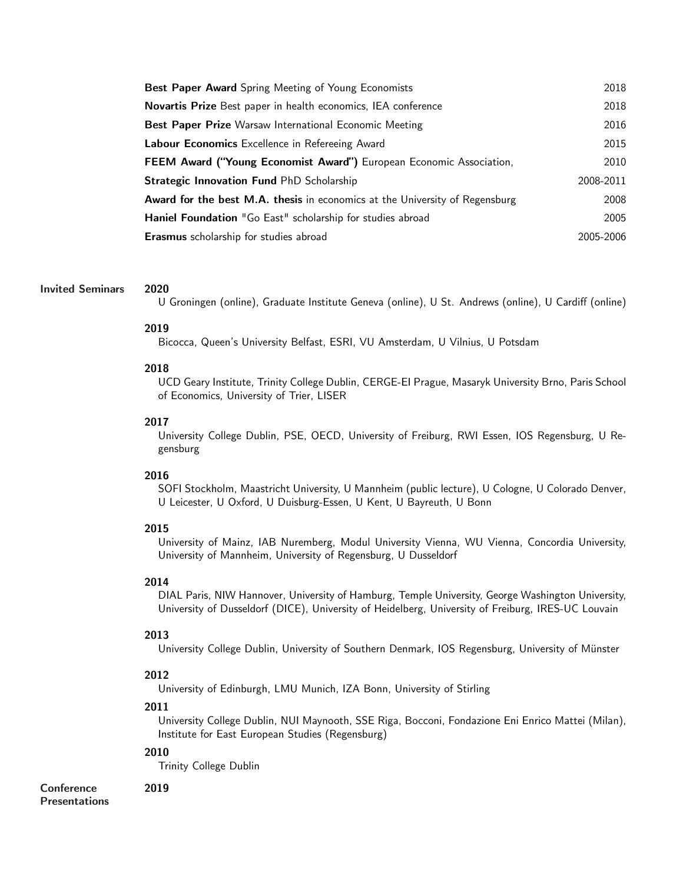| | |
|---|---|
| **Best Paper Award** Spring Meeting of Young Economists | 2018 |
| **Novartis Prize** Best paper in health economics, IEA conference | 2018 |
| **Best Paper Prize** Warsaw International Economic Meeting | 2016 |
| **Labour Economics** Excellence in Refereeing Award | 2015 |
| **FEEM Award ("Young Economist Award")** European Economic Association, | 2010 |
| **Strategic Innovation Fund** PhD Scholarship | 2008-2011 |
| **Award for the best M.A. thesis** in economics at the University of Regensburg | 2008 |
| **Haniel Foundation** "Go East" scholarship for studies abroad | 2005 |
| **Erasmus** scholarship for studies abroad | 2005-2006 |

## Invited Seminars

**2020**
U Groningen (online), Graduate Institute Geneva (online), U St. Andrews (online), U Cardiff (online)

**2019**
Bicocca, Queen's University Belfast, ESRI, VU Amsterdam, U Vilnius, U Potsdam

**2018**
UCD Geary Institute, Trinity College Dublin, CERGE-EI Prague, Masaryk University Brno, Paris School of Economics, University of Trier, LISER

**2017**
University College Dublin, PSE, OECD, University of Freiburg, RWI Essen, IOS Regensburg, U Regensburg

**2016**
SOFI Stockholm, Maastricht University, U Mannheim (public lecture), U Cologne, U Colorado Denver, U Leicester, U Oxford, U Duisburg-Essen, U Kent, U Bayreuth, U Bonn

**2015**
University of Mainz, IAB Nuremberg, Modul University Vienna, WU Vienna, Concordia University, University of Mannheim, University of Regensburg, U Dusseldorf

**2014**
DIAL Paris, NIW Hannover, University of Hamburg, Temple University, George Washington University, University of Dusseldorf (DICE), University of Heidelberg, University of Freiburg, IRES-UC Louvain

**2013**
University College Dublin, University of Southern Denmark, IOS Regensburg, University of Münster

**2012**
University of Edinburgh, LMU Munich, IZA Bonn, University of Stirling

**2011**
University College Dublin, NUI Maynooth, SSE Riga, Bocconi, Fondazione Eni Enrico Mattei (Milan), Institute for East European Studies (Regensburg)

**2010**
Trinity College Dublin

## Conference Presentations

**2019**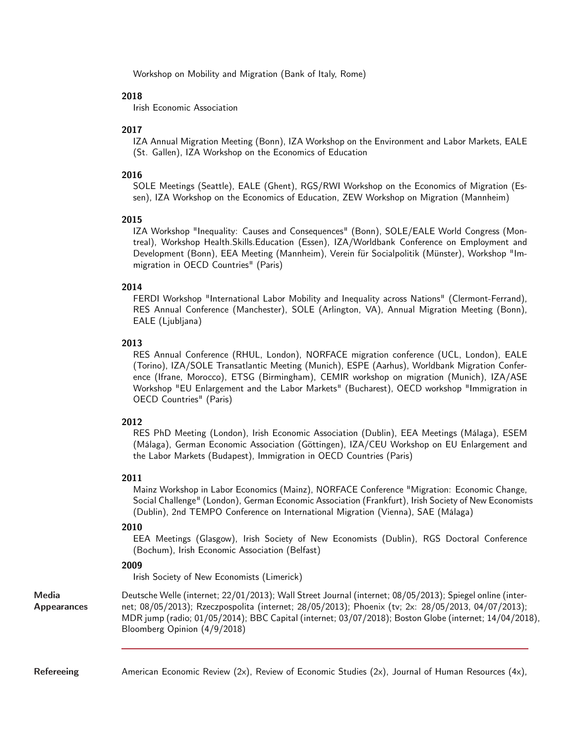Workshop on Mobility and Migration (Bank of Italy, Rome)

**2018**

Irish Economic Association

**2017**

IZA Annual Migration Meeting (Bonn), IZA Workshop on the Environment and Labor Markets, EALE (St. Gallen), IZA Workshop on the Economics of Education

**2016**

SOLE Meetings (Seattle), EALE (Ghent), RGS/RWI Workshop on the Economics of Migration (Essen), IZA Workshop on the Economics of Education, ZEW Workshop on Migration (Mannheim)

**2015**

IZA Workshop "Inequality: Causes and Consequences" (Bonn), SOLE/EALE World Congress (Montreal), Workshop Health.Skills.Education (Essen), IZA/Worldbank Conference on Employment and Development (Bonn), EEA Meeting (Mannheim), Verein für Socialpolitik (Münster), Workshop "Immigration in OECD Countries" (Paris)

**2014**

FERDI Workshop "International Labor Mobility and Inequality across Nations" (Clermont-Ferrand), RES Annual Conference (Manchester), SOLE (Arlington, VA), Annual Migration Meeting (Bonn), EALE (Ljubljana)

**2013**

RES Annual Conference (RHUL, London), NORFACE migration conference (UCL, London), EALE (Torino), IZA/SOLE Transatlantic Meeting (Munich), ESPE (Aarhus), Worldbank Migration Conference (Ifrane, Morocco), ETSG (Birmingham), CEMIR workshop on migration (Munich), IZA/ASE Workshop "EU Enlargement and the Labor Markets" (Bucharest), OECD workshop "Immigration in OECD Countries" (Paris)

**2012**

RES PhD Meeting (London), Irish Economic Association (Dublin), EEA Meetings (Málaga), ESEM (Málaga), German Economic Association (Göttingen), IZA/CEU Workshop on EU Enlargement and the Labor Markets (Budapest), Immigration in OECD Countries (Paris)

**2011**

Mainz Workshop in Labor Economics (Mainz), NORFACE Conference "Migration: Economic Change, Social Challenge" (London), German Economic Association (Frankfurt), Irish Society of New Economists (Dublin), 2nd TEMPO Conference on International Migration (Vienna), SAE (Málaga)

**2010**

EEA Meetings (Glasgow), Irish Society of New Economists (Dublin), RGS Doctoral Conference (Bochum), Irish Economic Association (Belfast)

**2009**

Irish Society of New Economists (Limerick)

**Media Appearances**

Deutsche Welle (internet; 22/01/2013); Wall Street Journal (internet; 08/05/2013); Spiegel online (internet; 08/05/2013); Rzeczpospolita (internet; 28/05/2013); Phoenix (tv; 2x: 28/05/2013, 04/07/2013); MDR jump (radio; 01/05/2014); BBC Capital (internet; 03/07/2018); Boston Globe (internet; 14/04/2018), Bloomberg Opinion (4/9/2018)

---

**Refereeing**

American Economic Review (2x), Review of Economic Studies (2x), Journal of Human Resources (4x),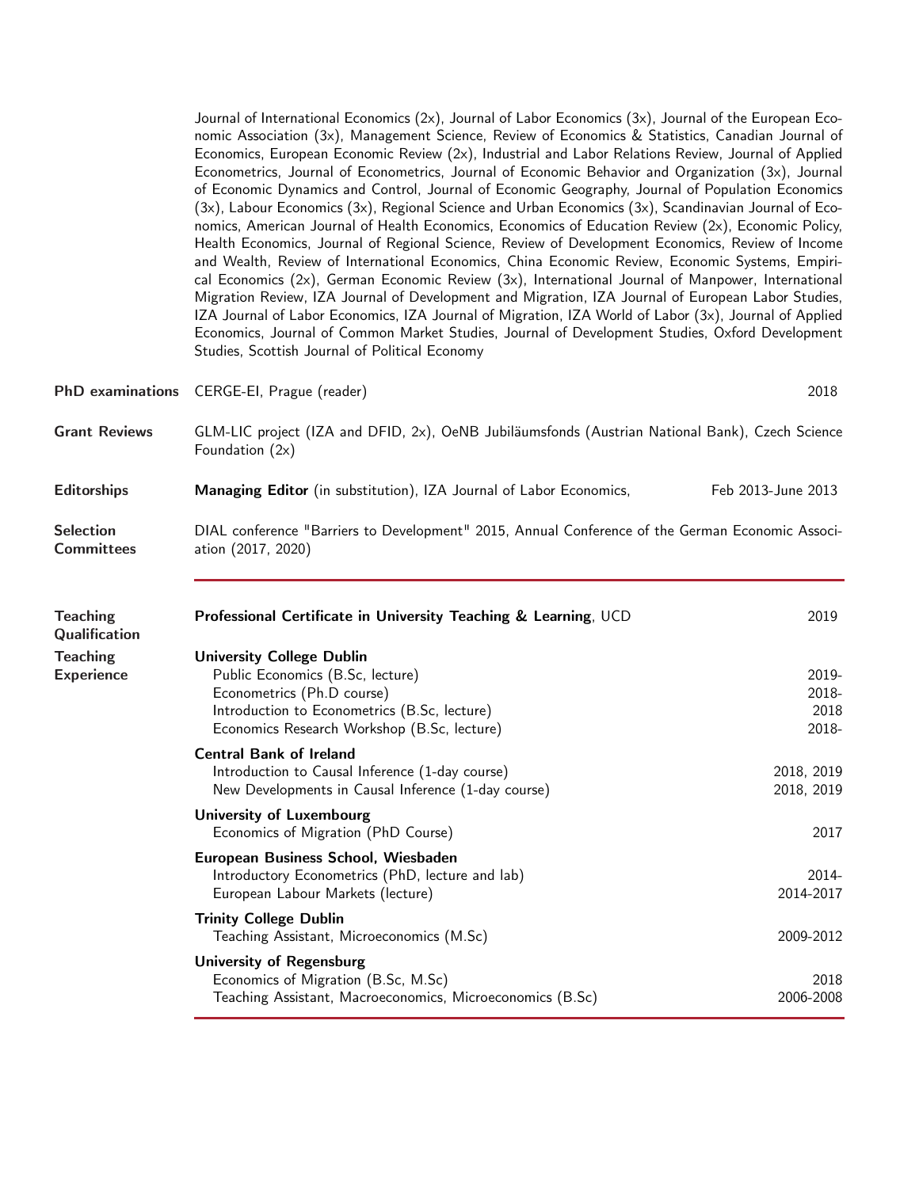Journal of International Economics (2x), Journal of Labor Economics (3x), Journal of the European Economic Association (3x), Management Science, Review of Economics & Statistics, Canadian Journal of Economics, European Economic Review (2x), Industrial and Labor Relations Review, Journal of Applied Econometrics, Journal of Econometrics, Journal of Economic Behavior and Organization (3x), Journal of Economic Dynamics and Control, Journal of Economic Geography, Journal of Population Economics (3x), Labour Economics (3x), Regional Science and Urban Economics (3x), Scandinavian Journal of Economics, American Journal of Health Economics, Economics of Education Review (2x), Economic Policy, Health Economics, Journal of Regional Science, Review of Development Economics, Review of Income and Wealth, Review of International Economics, China Economic Review, Economic Systems, Empirical Economics (2x), German Economic Review (3x), International Journal of Manpower, International Migration Review, IZA Journal of Development and Migration, IZA Journal of European Labor Studies, IZA Journal of Labor Economics, IZA Journal of Migration, IZA World of Labor (3x), Journal of Applied Economics, Journal of Common Market Studies, Journal of Development Studies, Oxford Development Studies, Scottish Journal of Political Economy

**PhD examinations** CERGE-EI, Prague (reader) — 2018

**Grant Reviews** GLM-LIC project (IZA and DFID, 2x), OeNB Jubiläumsfonds (Austrian National Bank), Czech Science Foundation (2x)

**Editorships** **Managing Editor** (in substitution), IZA Journal of Labor Economics, — Feb 2013-June 2013

**Selection Committees** DIAL conference "Barriers to Development" 2015, Annual Conference of the German Economic Association (2017, 2020)

---

**Teaching Qualification**

**Professional Certificate in University Teaching & Learning**, UCD — 2019

**Teaching Experience**

**University College Dublin**
- Public Economics (B.Sc, lecture) — 2019-
- Econometrics (Ph.D course) — 2018-
- Introduction to Econometrics (B.Sc, lecture) — 2018
- Economics Research Workshop (B.Sc, lecture) — 2018-

**Central Bank of Ireland**
- Introduction to Causal Inference (1-day course) — 2018, 2019
- New Developments in Causal Inference (1-day course) — 2018, 2019

**University of Luxembourg**
- Economics of Migration (PhD Course) — 2017

**European Business School, Wiesbaden**
- Introductory Econometrics (PhD, lecture and lab) — 2014-
- European Labour Markets (lecture) — 2014-2017

**Trinity College Dublin**
- Teaching Assistant, Microeconomics (M.Sc) — 2009-2012

**University of Regensburg**
- Economics of Migration (B.Sc, M.Sc) — 2018
- Teaching Assistant, Macroeconomics, Microeconomics (B.Sc) — 2006-2008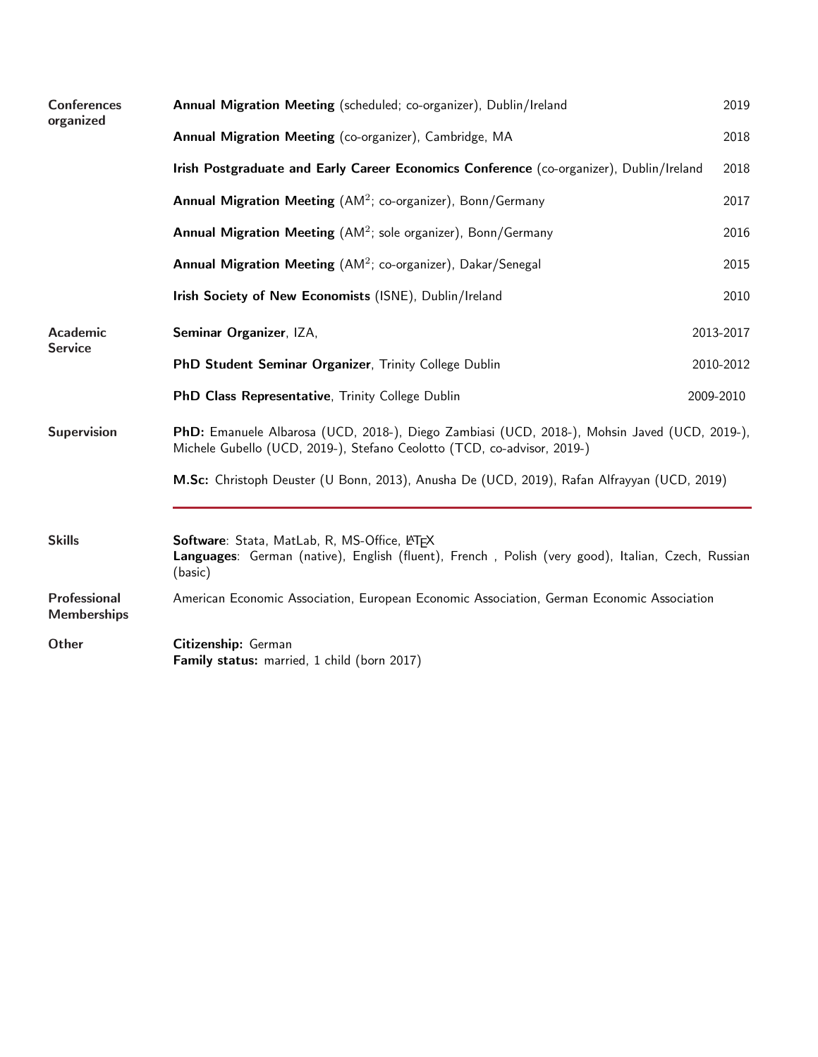**Conferences organized**

- **Annual Migration Meeting** (scheduled; co-organizer), Dublin/Ireland — 2019
- **Annual Migration Meeting** (co-organizer), Cambridge, MA — 2018
- **Irish Postgraduate and Early Career Economics Conference** (co-organizer), Dublin/Ireland — 2018
- **Annual Migration Meeting** ($AM^2$; co-organizer), Bonn/Germany — 2017
- **Annual Migration Meeting** ($AM^2$; sole organizer), Bonn/Germany — 2016
- **Annual Migration Meeting** ($AM^2$; co-organizer), Dakar/Senegal — 2015
- **Irish Society of New Economists** (ISNE), Dublin/Ireland — 2010

**Academic Service**

- **Seminar Organizer**, IZA, — 2013-2017
- **PhD Student Seminar Organizer**, Trinity College Dublin — 2010-2012
- **PhD Class Representative**, Trinity College Dublin — 2009-2010

**Supervision**

**PhD:** Emanuele Albarosa (UCD, 2018-), Diego Zambiasi (UCD, 2018-), Mohsin Javed (UCD, 2019-), Michele Gubello (UCD, 2019-), Stefano Ceolotto (TCD, co-advisor, 2019-)

**M.Sc:** Christoph Deuster (U Bonn, 2013), Anusha De (UCD, 2019), Rafan Alfrayyan (UCD, 2019)

---

**Skills**

**Software**: Stata, MatLab, R, MS-Office, LaTeX
**Languages**: German (native), English (fluent), French , Polish (very good), Italian, Czech, Russian (basic)

**Professional Memberships**

American Economic Association, European Economic Association, German Economic Association

**Other**

**Citizenship:** German
**Family status:** married, 1 child (born 2017)